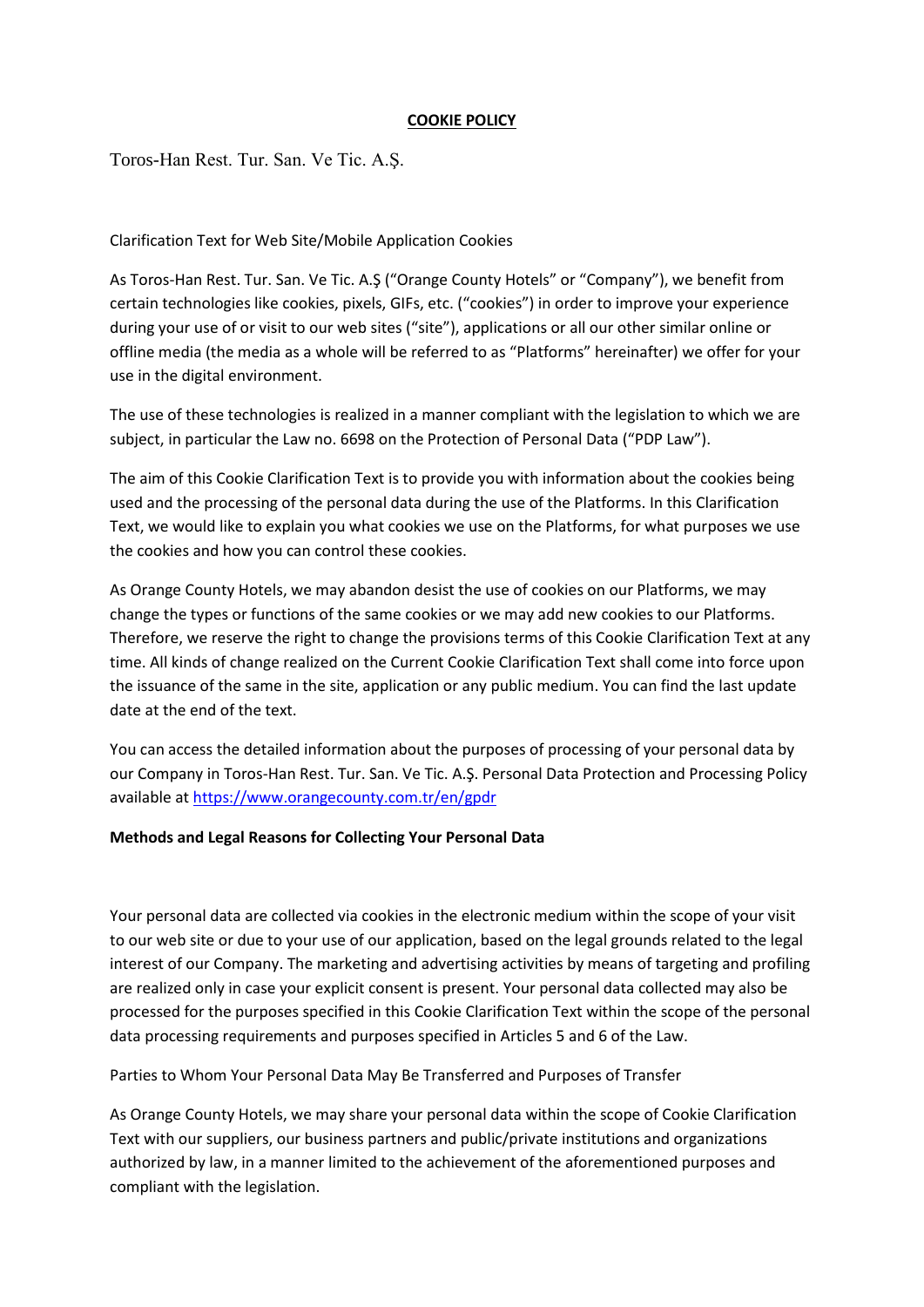# COOKIE POLICY

Toros-Han Rest. Tur. San. Ve Tic. A.Ş.

Clarification Text for Web Site/Mobile Application Cookies

As Toros-Han Rest. Tur. San. Ve Tic. A.Ş ("Orange County Hotels" or "Company"), we benefit from certain technologies like cookies, pixels, GIFs, etc. ("cookies") in order to improve your experience during your use of or visit to our web sites ("site"), applications or all our other similar online or offline media (the media as a whole will be referred to as "Platforms" hereinafter) we offer for your use in the digital environment.

The use of these technologies is realized in a manner compliant with the legislation to which we are subject, in particular the Law no. 6698 on the Protection of Personal Data ("PDP Law").

The aim of this Cookie Clarification Text is to provide you with information about the cookies being used and the processing of the personal data during the use of the Platforms. In this Clarification Text, we would like to explain you what cookies we use on the Platforms, for what purposes we use the cookies and how you can control these cookies.

As Orange County Hotels, we may abandon desist the use of cookies on our Platforms, we may change the types or functions of the same cookies or we may add new cookies to our Platforms. Therefore, we reserve the right to change the provisions terms of this Cookie Clarification Text at any time. All kinds of change realized on the Current Cookie Clarification Text shall come into force upon the issuance of the same in the site, application or any public medium. You can find the last update date at the end of the text.

You can access the detailed information about the purposes of processing of your personal data by our Company in Toros-Han Rest. Tur. San. Ve Tic. A.Ş. Personal Data Protection and Processing Policy available at https://www.orangecounty.com.tr/en/gpdr

**Methods and Legal Reasons for Collecting Your Personal Data**

Your personal data are collected via cookies in the electronic medium within the scope of your visit to our web site or due to your use of our application, based on the legal grounds related to the legal interest of our Company. The marketing and advertising activities by means of targeting and profiling are realized only in case your explicit consent is present. Your personal data collected may also be processed for the purposes specified in this Cookie Clarification Text within the scope of the personal data processing requirements and purposes specified in Articles 5 and 6 of the Law.

Parties to Whom Your Personal Data May Be Transferred and Purposes of Transfer

As Orange County Hotels, we may share your personal data within the scope of Cookie Clarification Text with our suppliers, our business partners and public/private institutions and organizations authorized by law, in a manner limited to the achievement of the aforementioned purposes and compliant with the legislation.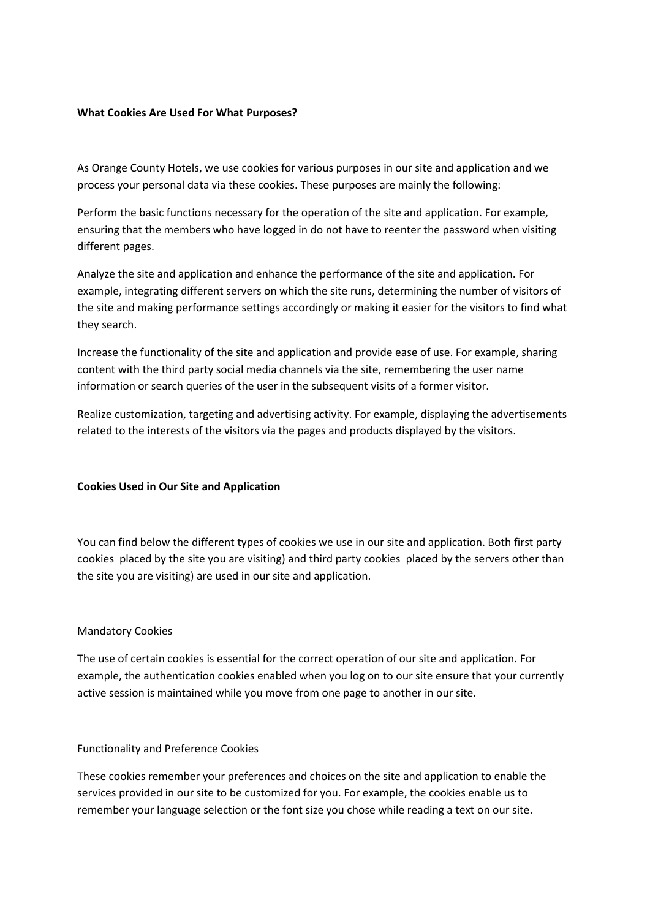**What Cookies Are Used For What Purposes?**

As Orange County Hotels, we use cookies for various purposes in our site and application and we process your personal data via these cookies. These purposes are mainly the following:

Perform the basic functions necessary for the operation of the site and application. For example, ensuring that the members who have logged in do not have to reenter the password when visiting different pages.

Analyze the site and application and enhance the performance of the site and application. For example, integrating different servers on which the site runs, determining the number of visitors of the site and making performance settings accordingly or making it easier for the visitors to find what they search.

Increase the functionality of the site and application and provide ease of use. For example, sharing content with the third party social media channels via the site, remembering the user name information or search queries of the user in the subsequent visits of a former visitor.

Realize customization, targeting and advertising activity. For example, displaying the advertisements related to the interests of the visitors via the pages and products displayed by the visitors.

**Cookies Used in Our Site and Application**

You can find below the different types of cookies we use in our site and application. Both first party cookies placed by the site you are visiting) and third party cookies placed by the servers other than the site you are visiting) are used in our site and application.

<u>Mandatory Cookies</u>

The use of certain cookies is essential for the correct operation of our site and application. For example, the authentication cookies enabled when you log on to our site ensure that your currently active session is maintained while you move from one page to another in our site.

<u>Functionality and Preference Cookies</u>

These cookies remember your preferences and choices on the site and application to enable the services provided in our site to be customized for you. For example, the cookies enable us to remember your language selection or the font size you chose while reading a text on our site.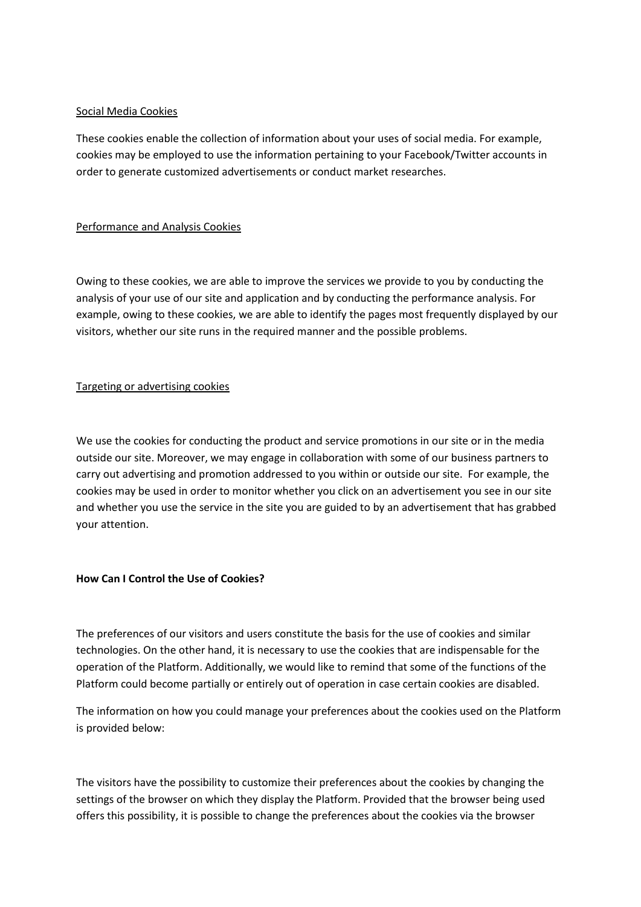<u>Social Media Cookies</u>

These cookies enable the collection of information about your uses of social media. For example, cookies may be employed to use the information pertaining to your Facebook/Twitter accounts in order to generate customized advertisements or conduct market researches.

<u>Performance and Analysis Cookies</u>

Owing to these cookies, we are able to improve the services we provide to you by conducting the analysis of your use of our site and application and by conducting the performance analysis. For example, owing to these cookies, we are able to identify the pages most frequently displayed by our visitors, whether our site runs in the required manner and the possible problems.

<u>Targeting or advertising cookies</u>

We use the cookies for conducting the product and service promotions in our site or in the media outside our site. Moreover, we may engage in collaboration with some of our business partners to carry out advertising and promotion addressed to you within or outside our site. For example, the cookies may be used in order to monitor whether you click on an advertisement you see in our site and whether you use the service in the site you are guided to by an advertisement that has grabbed your attention.

**How Can I Control the Use of Cookies?**

The preferences of our visitors and users constitute the basis for the use of cookies and similar technologies. On the other hand, it is necessary to use the cookies that are indispensable for the operation of the Platform. Additionally, we would like to remind that some of the functions of the Platform could become partially or entirely out of operation in case certain cookies are disabled.

The information on how you could manage your preferences about the cookies used on the Platform is provided below:

The visitors have the possibility to customize their preferences about the cookies by changing the settings of the browser on which they display the Platform. Provided that the browser being used offers this possibility, it is possible to change the preferences about the cookies via the browser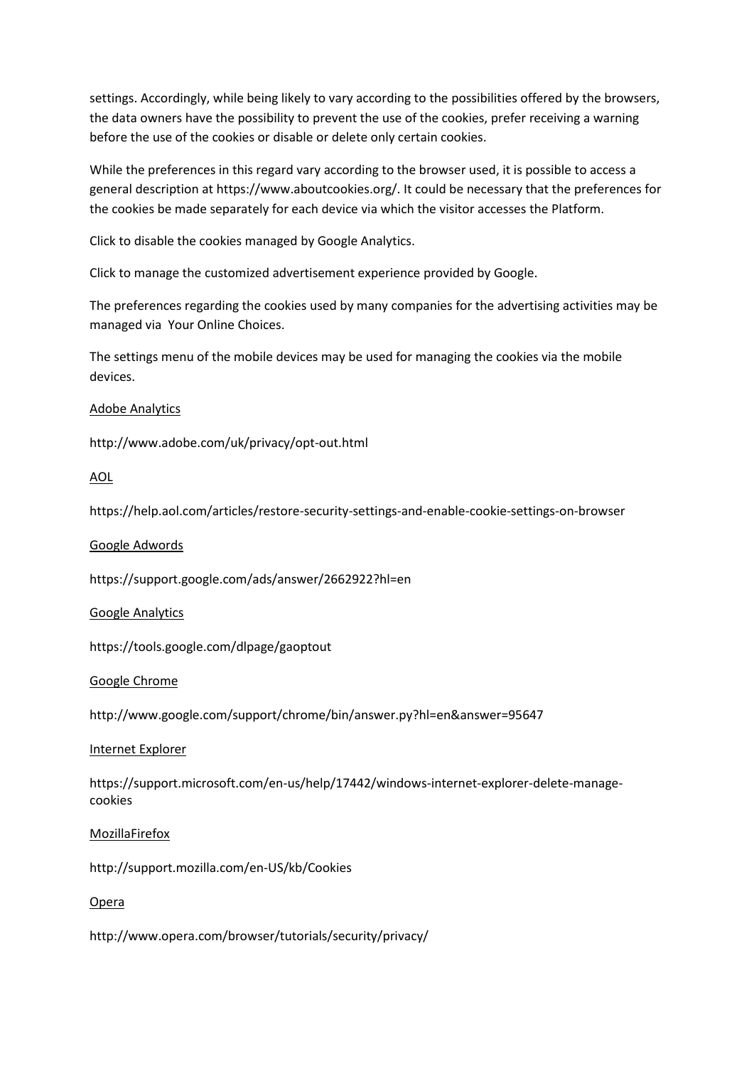settings. Accordingly, while being likely to vary according to the possibilities offered by the browsers, the data owners have the possibility to prevent the use of the cookies, prefer receiving a warning before the use of the cookies or disable or delete only certain cookies.

While the preferences in this regard vary according to the browser used, it is possible to access a general description at https://www.aboutcookies.org/. It could be necessary that the preferences for the cookies be made separately for each device via which the visitor accesses the Platform.

Click to disable the cookies managed by Google Analytics.

Click to manage the customized advertisement experience provided by Google.

The preferences regarding the cookies used by many companies for the advertising activities may be managed via Your Online Choices.

The settings menu of the mobile devices may be used for managing the cookies via the mobile devices.

Adobe Analytics

http://www.adobe.com/uk/privacy/opt-out.html

AOL

https://help.aol.com/articles/restore-security-settings-and-enable-cookie-settings-on-browser

Google Adwords

https://support.google.com/ads/answer/2662922?hl=en

Google Analytics

https://tools.google.com/dlpage/gaoptout

Google Chrome

http://www.google.com/support/chrome/bin/answer.py?hl=en&answer=95647

Internet Explorer

https://support.microsoft.com/en-us/help/17442/windows-internet-explorer-delete-manage-cookies

MozillaFirefox

http://support.mozilla.com/en-US/kb/Cookies

Opera

http://www.opera.com/browser/tutorials/security/privacy/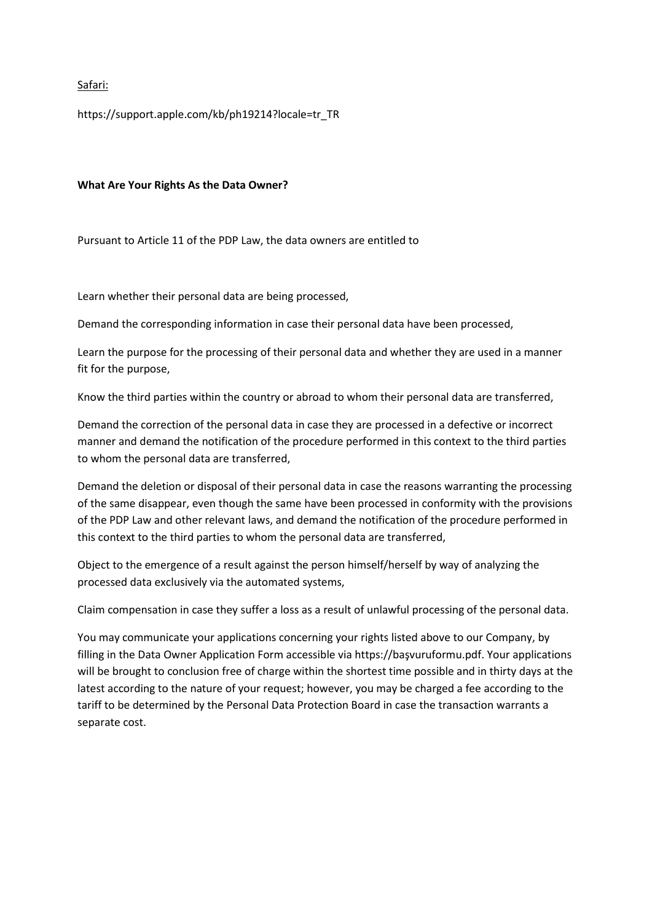Safari:

https://support.apple.com/kb/ph19214?locale=tr_TR

**What Are Your Rights As the Data Owner?**

Pursuant to Article 11 of the PDP Law, the data owners are entitled to

Learn whether their personal data are being processed,

Demand the corresponding information in case their personal data have been processed,

Learn the purpose for the processing of their personal data and whether they are used in a manner fit for the purpose,

Know the third parties within the country or abroad to whom their personal data are transferred,

Demand the correction of the personal data in case they are processed in a defective or incorrect manner and demand the notification of the procedure performed in this context to the third parties to whom the personal data are transferred,

Demand the deletion or disposal of their personal data in case the reasons warranting the processing of the same disappear, even though the same have been processed in conformity with the provisions of the PDP Law and other relevant laws, and demand the notification of the procedure performed in this context to the third parties to whom the personal data are transferred,

Object to the emergence of a result against the person himself/herself by way of analyzing the processed data exclusively via the automated systems,

Claim compensation in case they suffer a loss as a result of unlawful processing of the personal data.

You may communicate your applications concerning your rights listed above to our Company, by filling in the Data Owner Application Form accessible via https://başvuruformu.pdf. Your applications will be brought to conclusion free of charge within the shortest time possible and in thirty days at the latest according to the nature of your request; however, you may be charged a fee according to the tariff to be determined by the Personal Data Protection Board in case the transaction warrants a separate cost.